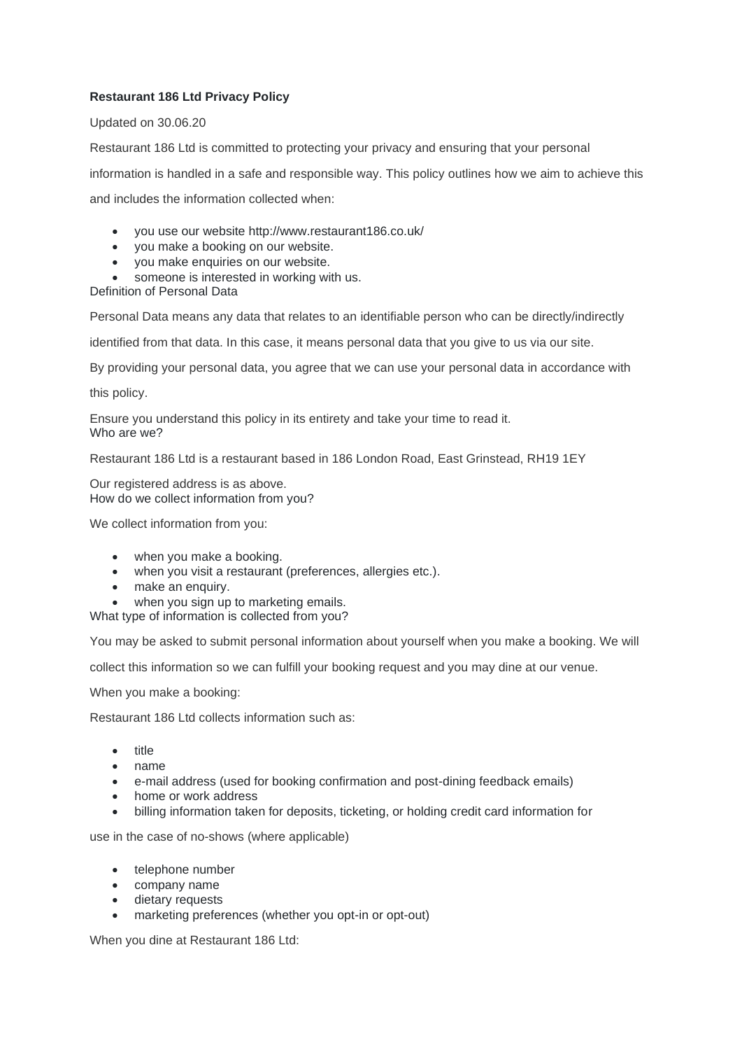**Restaurant 186 Ltd Privacy Policy**

Updated on 30.06.20

Restaurant 186 Ltd is committed to protecting your privacy and ensuring that your personal information is handled in a safe and responsible way. This policy outlines how we aim to achieve this and includes the information collected when:

- you use our website http://www.restaurant186.co.uk/
- you make a booking on our website.
- you make enquiries on our website.
- someone is interested in working with us.

Definition of Personal Data

Personal Data means any data that relates to an identifiable person who can be directly/indirectly identified from that data. In this case, it means personal data that you give to us via our site.

By providing your personal data, you agree that we can use your personal data in accordance with this policy.

Ensure you understand this policy in its entirety and take your time to read it.

Who are we?

Restaurant 186 Ltd is a restaurant based in 186 London Road, East Grinstead, RH19 1EY

Our registered address is as above.

How do we collect information from you?

We collect information from you:

- when you make a booking.
- when you visit a restaurant (preferences, allergies etc.).
- make an enquiry.
- when you sign up to marketing emails.

What type of information is collected from you?

You may be asked to submit personal information about yourself when you make a booking. We will collect this information so we can fulfill your booking request and you may dine at our venue.

When you make a booking:

Restaurant 186 Ltd collects information such as:

- title
- name
- e-mail address (used for booking confirmation and post-dining feedback emails)
- home or work address
- billing information taken for deposits, ticketing, or holding credit card information for

use in the case of no-shows (where applicable)

- telephone number
- company name
- dietary requests
- marketing preferences (whether you opt-in or opt-out)

When you dine at Restaurant 186 Ltd: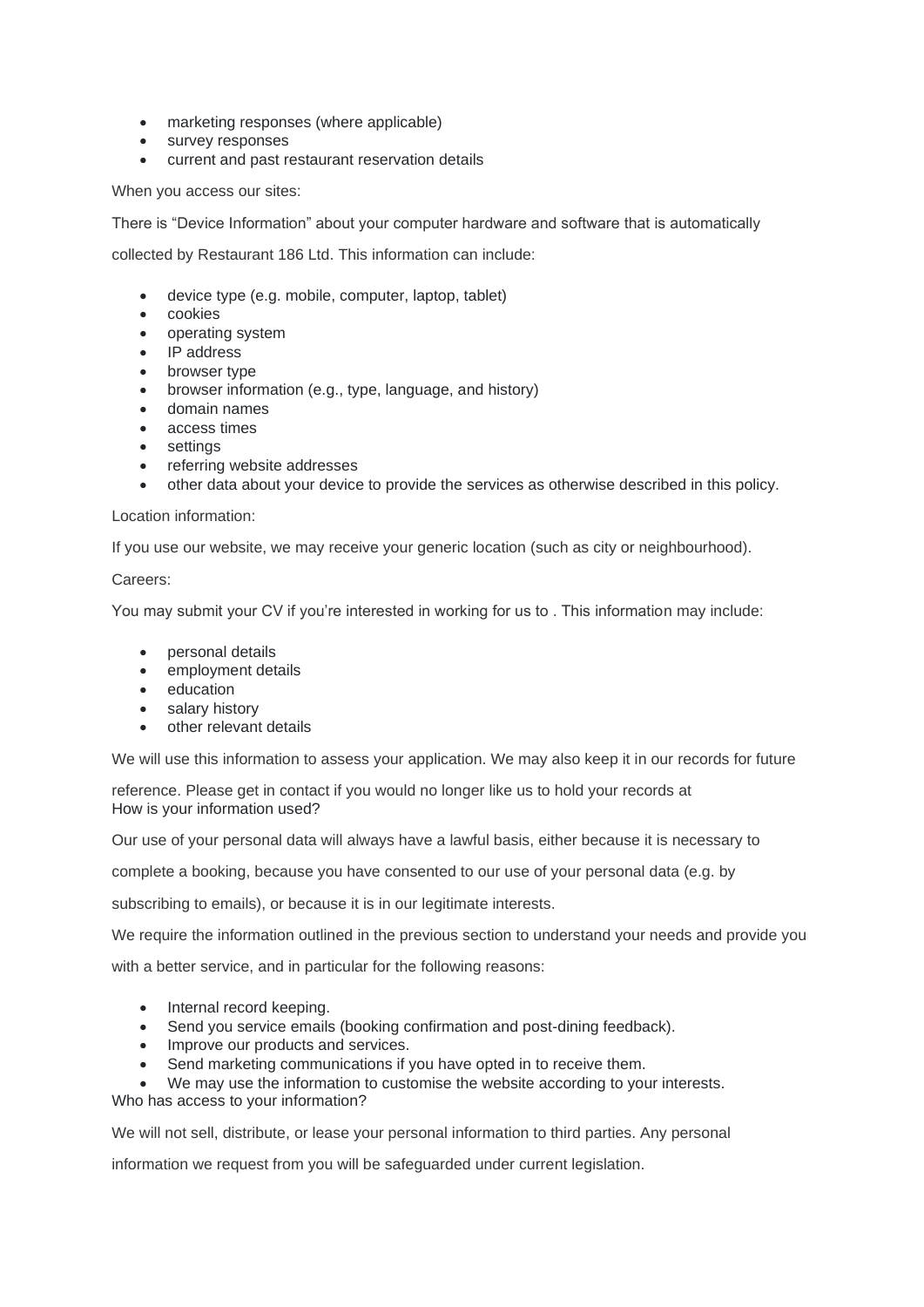- marketing responses (where applicable)
- survey responses
- current and past restaurant reservation details

When you access our sites:

There is "Device Information" about your computer hardware and software that is automatically collected by Restaurant 186 Ltd. This information can include:

- device type (e.g. mobile, computer, laptop, tablet)
- cookies
- operating system
- IP address
- browser type
- browser information (e.g., type, language, and history)
- domain names
- access times
- settings
- referring website addresses
- other data about your device to provide the services as otherwise described in this policy.

Location information:

If you use our website, we may receive your generic location (such as city or neighbourhood).

Careers:

You may submit your CV if you're interested in working for us to . This information may include:

- personal details
- employment details
- education
- salary history
- other relevant details

We will use this information to assess your application. We may also keep it in our records for future reference. Please get in contact if you would no longer like us to hold your records at

## How is your information used?

Our use of your personal data will always have a lawful basis, either because it is necessary to complete a booking, because you have consented to our use of your personal data (e.g. by subscribing to emails), or because it is in our legitimate interests.

We require the information outlined in the previous section to understand your needs and provide you with a better service, and in particular for the following reasons:

- Internal record keeping.
- Send you service emails (booking confirmation and post-dining feedback).
- Improve our products and services.
- Send marketing communications if you have opted in to receive them.
- We may use the information to customise the website according to your interests.

## Who has access to your information?

We will not sell, distribute, or lease your personal information to third parties. Any personal information we request from you will be safeguarded under current legislation.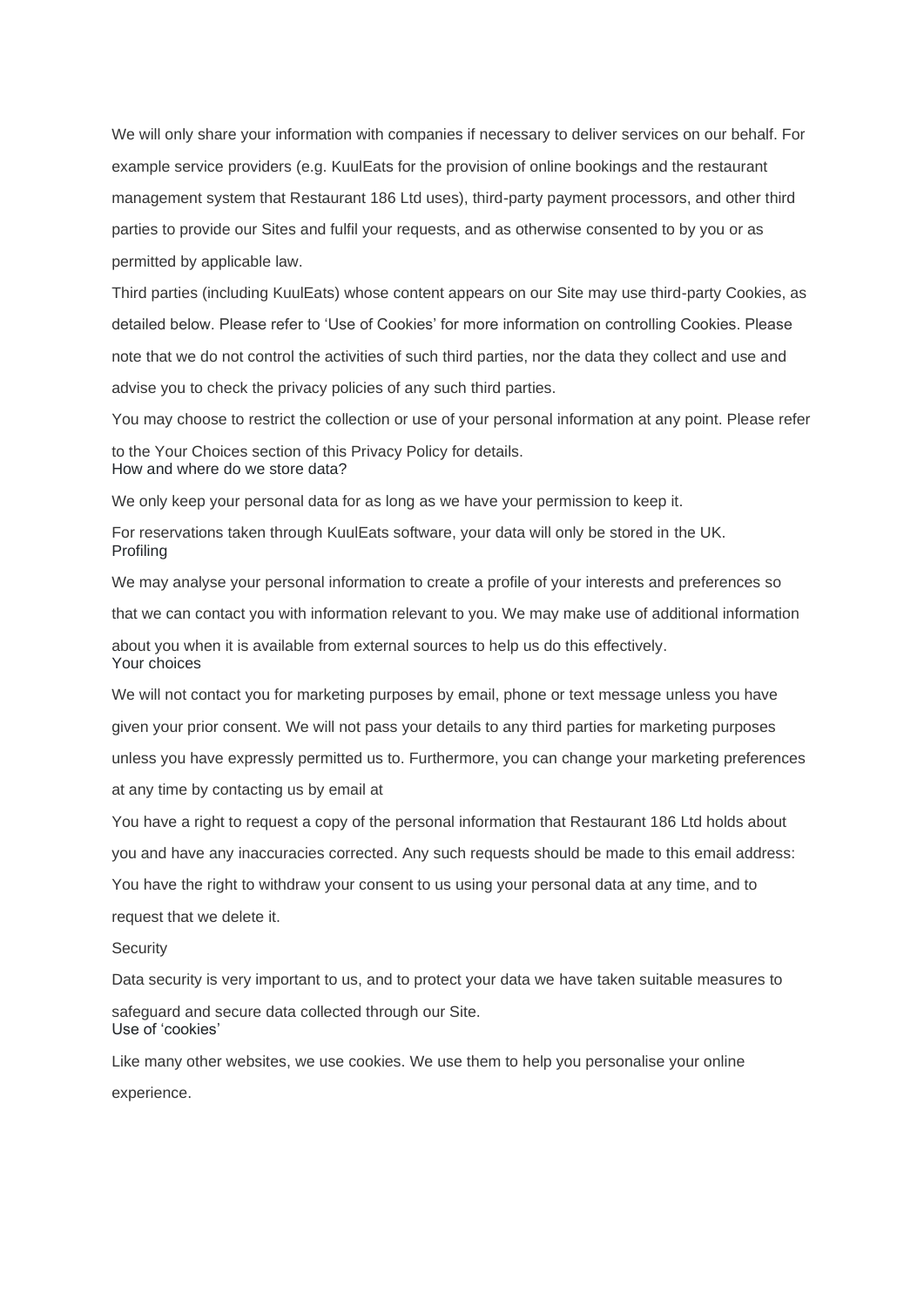We will only share your information with companies if necessary to deliver services on our behalf. For example service providers (e.g. KuulEats for the provision of online bookings and the restaurant management system that Restaurant 186 Ltd uses), third-party payment processors, and other third parties to provide our Sites and fulfil your requests, and as otherwise consented to by you or as permitted by applicable law.

Third parties (including KuulEats) whose content appears on our Site may use third-party Cookies, as detailed below. Please refer to 'Use of Cookies' for more information on controlling Cookies. Please note that we do not control the activities of such third parties, nor the data they collect and use and advise you to check the privacy policies of any such third parties.

You may choose to restrict the collection or use of your personal information at any point. Please refer to the Your Choices section of this Privacy Policy for details.

## How and where do we store data?

We only keep your personal data for as long as we have your permission to keep it.

For reservations taken through KuulEats software, your data will only be stored in the UK.

## Profiling

We may analyse your personal information to create a profile of your interests and preferences so that we can contact you with information relevant to you. We may make use of additional information about you when it is available from external sources to help us do this effectively.

## Your choices

We will not contact you for marketing purposes by email, phone or text message unless you have given your prior consent. We will not pass your details to any third parties for marketing purposes unless you have expressly permitted us to. Furthermore, you can change your marketing preferences at any time by contacting us by email at

You have a right to request a copy of the personal information that Restaurant 186 Ltd holds about you and have any inaccuracies corrected. Any such requests should be made to this email address:

You have the right to withdraw your consent to us using your personal data at any time, and to request that we delete it.

## Security

Data security is very important to us, and to protect your data we have taken suitable measures to safeguard and secure data collected through our Site.

## Use of 'cookies'

Like many other websites, we use cookies. We use them to help you personalise your online experience.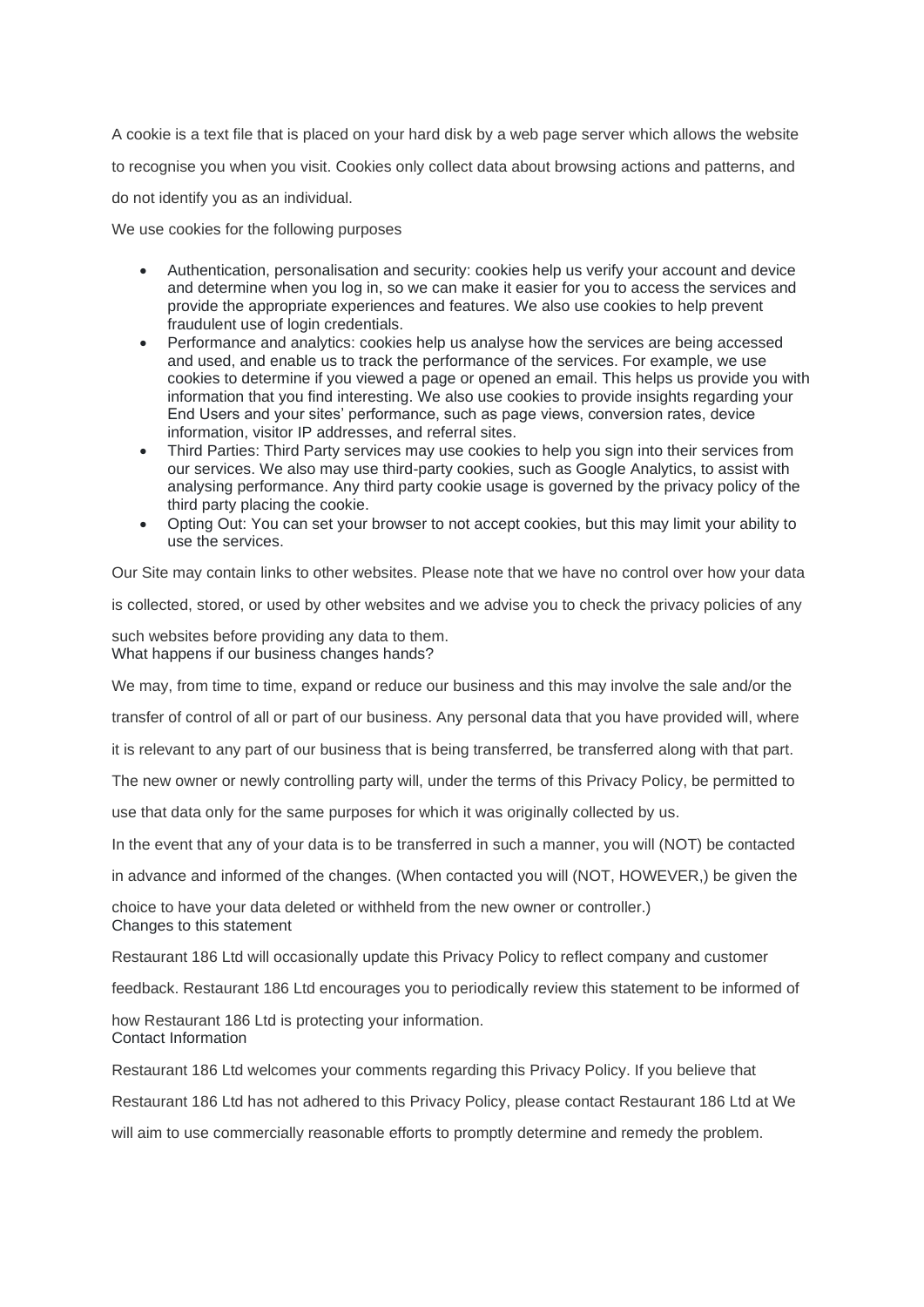A cookie is a text file that is placed on your hard disk by a web page server which allows the website to recognise you when you visit. Cookies only collect data about browsing actions and patterns, and do not identify you as an individual.

We use cookies for the following purposes

- Authentication, personalisation and security: cookies help us verify your account and device and determine when you log in, so we can make it easier for you to access the services and provide the appropriate experiences and features. We also use cookies to help prevent fraudulent use of login credentials.
- Performance and analytics: cookies help us analyse how the services are being accessed and used, and enable us to track the performance of the services. For example, we use cookies to determine if you viewed a page or opened an email. This helps us provide you with information that you find interesting. We also use cookies to provide insights regarding your End Users and your sites' performance, such as page views, conversion rates, device information, visitor IP addresses, and referral sites.
- Third Parties: Third Party services may use cookies to help you sign into their services from our services. We also may use third-party cookies, such as Google Analytics, to assist with analysing performance. Any third party cookie usage is governed by the privacy policy of the third party placing the cookie.
- Opting Out: You can set your browser to not accept cookies, but this may limit your ability to use the services.

Our Site may contain links to other websites. Please note that we have no control over how your data is collected, stored, or used by other websites and we advise you to check the privacy policies of any such websites before providing any data to them.

## What happens if our business changes hands?

We may, from time to time, expand or reduce our business and this may involve the sale and/or the transfer of control of all or part of our business. Any personal data that you have provided will, where it is relevant to any part of our business that is being transferred, be transferred along with that part. The new owner or newly controlling party will, under the terms of this Privacy Policy, be permitted to use that data only for the same purposes for which it was originally collected by us.

In the event that any of your data is to be transferred in such a manner, you will (NOT) be contacted in advance and informed of the changes. (When contacted you will (NOT, HOWEVER,) be given the choice to have your data deleted or withheld from the new owner or controller.)

## Changes to this statement

Restaurant 186 Ltd will occasionally update this Privacy Policy to reflect company and customer feedback. Restaurant 186 Ltd encourages you to periodically review this statement to be informed of how Restaurant 186 Ltd is protecting your information.

## Contact Information

Restaurant 186 Ltd welcomes your comments regarding this Privacy Policy. If you believe that Restaurant 186 Ltd has not adhered to this Privacy Policy, please contact Restaurant 186 Ltd at We will aim to use commercially reasonable efforts to promptly determine and remedy the problem.